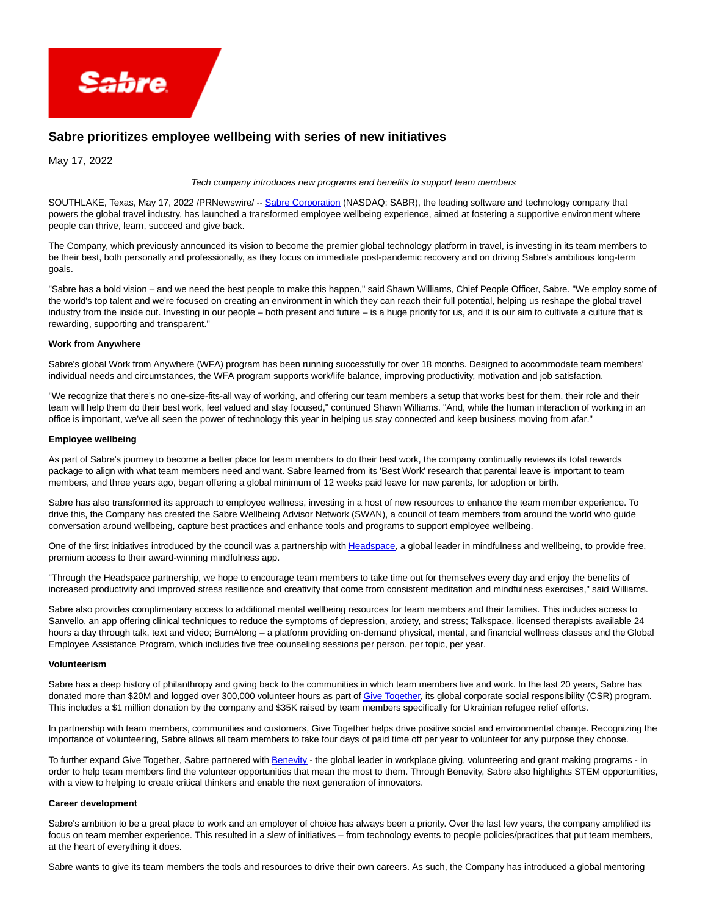# Sabre prioritizes employee wellbeing with series of new initiatives

May 17, 2022

*Tech company introduces new programs and benefits to support team members*

SOUTHLAKE, Texas, May 17, 2022 /PRNewswire/ -- Sabre Corporation (NASDAQ: SABR), the leading software and technology company that powers the global travel industry, has launched a transformed employee wellbeing experience, aimed at fostering a supportive environment where people can thrive, learn, succeed and give back.

The Company, which previously announced its vision to become the premier global technology platform in travel, is investing in its team members to be their best, both personally and professionally, as they focus on immediate post-pandemic recovery and on driving Sabre's ambitious long-term goals.

"Sabre has a bold vision – and we need the best people to make this happen," said Shawn Williams, Chief People Officer, Sabre. "We employ some of the world's top talent and we're focused on creating an environment in which they can reach their full potential, helping us reshape the global travel industry from the inside out. Investing in our people – both present and future – is a huge priority for us, and it is our aim to cultivate a culture that is rewarding, supporting and transparent."

**Work from Anywhere**

Sabre's global Work from Anywhere (WFA) program has been running successfully for over 18 months. Designed to accommodate team members' individual needs and circumstances, the WFA program supports work/life balance, improving productivity, motivation and job satisfaction.

"We recognize that there's no one-size-fits-all way of working, and offering our team members a setup that works best for them, their role and their team will help them do their best work, feel valued and stay focused," continued Shawn Williams. "And, while the human interaction of working in an office is important, we've all seen the power of technology this year in helping us stay connected and keep business moving from afar."

**Employee wellbeing**

As part of Sabre's journey to become a better place for team members to do their best work, the company continually reviews its total rewards package to align with what team members need and want. Sabre learned from its 'Best Work' research that parental leave is important to team members, and three years ago, began offering a global minimum of 12 weeks paid leave for new parents, for adoption or birth.

Sabre has also transformed its approach to employee wellness, investing in a host of new resources to enhance the team member experience. To drive this, the Company has created the Sabre Wellbeing Advisor Network (SWAN), a council of team members from around the world who guide conversation around wellbeing, capture best practices and enhance tools and programs to support employee wellbeing.

One of the first initiatives introduced by the council was a partnership with Headspace, a global leader in mindfulness and wellbeing, to provide free, premium access to their award-winning mindfulness app.

"Through the Headspace partnership, we hope to encourage team members to take time out for themselves every day and enjoy the benefits of increased productivity and improved stress resilience and creativity that come from consistent meditation and mindfulness exercises," said Williams.

Sabre also provides complimentary access to additional mental wellbeing resources for team members and their families. This includes access to Sanvello, an app offering clinical techniques to reduce the symptoms of depression, anxiety, and stress; Talkspace, licensed therapists available 24 hours a day through talk, text and video; BurnAlong – a platform providing on-demand physical, mental, and financial wellness classes and the Global Employee Assistance Program, which includes five free counseling sessions per person, per topic, per year.

**Volunteerism**

Sabre has a deep history of philanthropy and giving back to the communities in which team members live and work. In the last 20 years, Sabre has donated more than $20M and logged over 300,000 volunteer hours as part of Give Together, its global corporate social responsibility (CSR) program. This includes a $1 million donation by the company and $35K raised by team members specifically for Ukrainian refugee relief efforts.

In partnership with team members, communities and customers, Give Together helps drive positive social and environmental change. Recognizing the importance of volunteering, Sabre allows all team members to take four days of paid time off per year to volunteer for any purpose they choose.

To further expand Give Together, Sabre partnered with Benevity - the global leader in workplace giving, volunteering and grant making programs - in order to help team members find the volunteer opportunities that mean the most to them. Through Benevity, Sabre also highlights STEM opportunities, with a view to helping to create critical thinkers and enable the next generation of innovators.

**Career development**

Sabre's ambition to be a great place to work and an employer of choice has always been a priority. Over the last few years, the company amplified its focus on team member experience. This resulted in a slew of initiatives – from technology events to people policies/practices that put team members, at the heart of everything it does.

Sabre wants to give its team members the tools and resources to drive their own careers. As such, the Company has introduced a global mentoring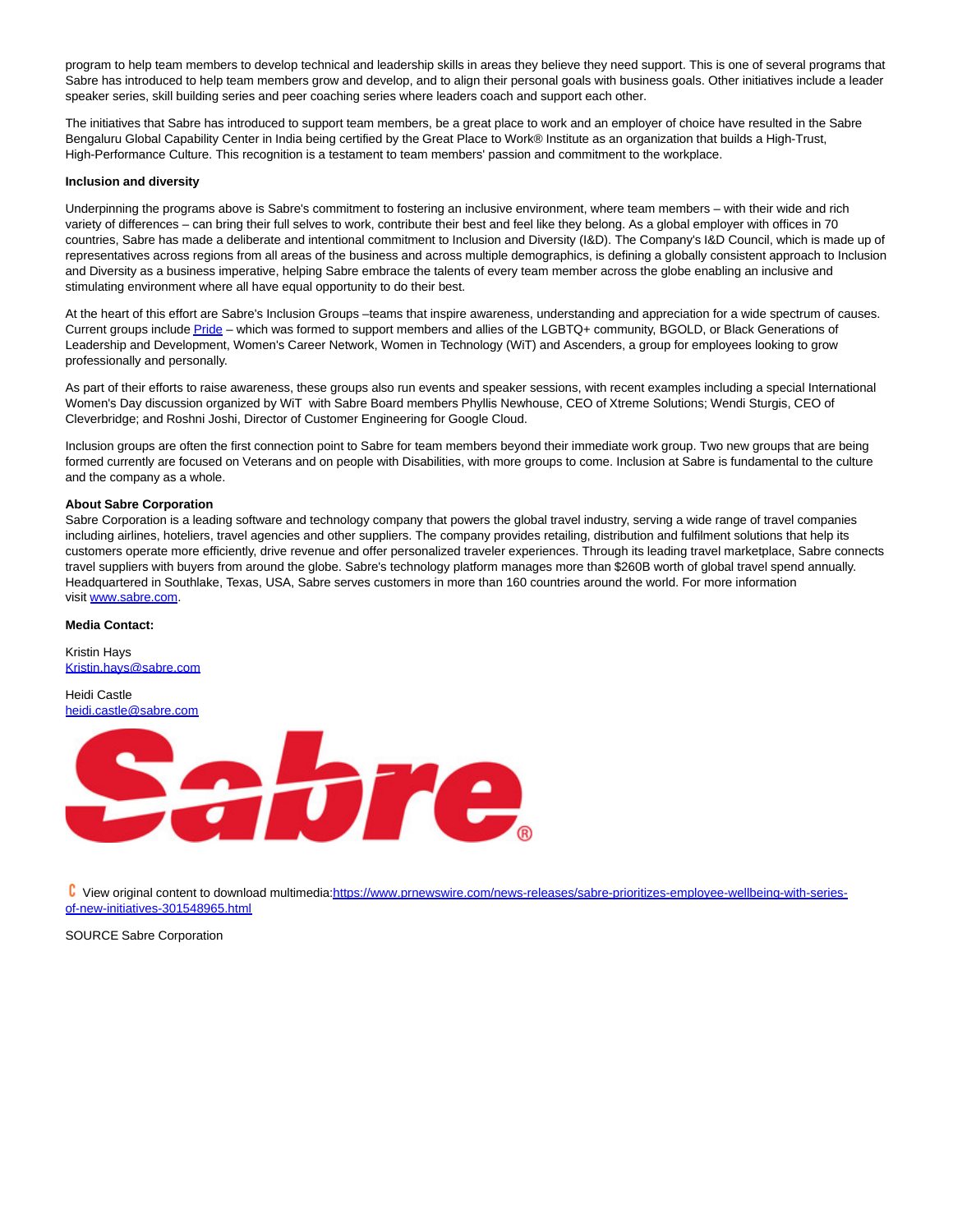program to help team members to develop technical and leadership skills in areas they believe they need support. This is one of several programs that Sabre has introduced to help team members grow and develop, and to align their personal goals with business goals. Other initiatives include a leader speaker series, skill building series and peer coaching series where leaders coach and support each other.

The initiatives that Sabre has introduced to support team members, be a great place to work and an employer of choice have resulted in the Sabre Bengaluru Global Capability Center in India being certified by the Great Place to Work® Institute as an organization that builds a High-Trust, High-Performance Culture. This recognition is a testament to team members' passion and commitment to the workplace.

**Inclusion and diversity**

Underpinning the programs above is Sabre's commitment to fostering an inclusive environment, where team members – with their wide and rich variety of differences – can bring their full selves to work, contribute their best and feel like they belong. As a global employer with offices in 70 countries, Sabre has made a deliberate and intentional commitment to Inclusion and Diversity (I&D). The Company's I&D Council, which is made up of representatives across regions from all areas of the business and across multiple demographics, is defining a globally consistent approach to Inclusion and Diversity as a business imperative, helping Sabre embrace the talents of every team member across the globe enabling an inclusive and stimulating environment where all have equal opportunity to do their best.

At the heart of this effort are Sabre's Inclusion Groups –teams that inspire awareness, understanding and appreciation for a wide spectrum of causes. Current groups include Pride – which was formed to support members and allies of the LGBTQ+ community, BGOLD, or Black Generations of Leadership and Development, Women's Career Network, Women in Technology (WiT) and Ascenders, a group for employees looking to grow professionally and personally.

As part of their efforts to raise awareness, these groups also run events and speaker sessions, with recent examples including a special International Women's Day discussion organized by WiT with Sabre Board members Phyllis Newhouse, CEO of Xtreme Solutions; Wendi Sturgis, CEO of Cleverbridge; and Roshni Joshi, Director of Customer Engineering for Google Cloud.

Inclusion groups are often the first connection point to Sabre for team members beyond their immediate work group. Two new groups that are being formed currently are focused on Veterans and on people with Disabilities, with more groups to come. Inclusion at Sabre is fundamental to the culture and the company as a whole.

**About Sabre Corporation**

Sabre Corporation is a leading software and technology company that powers the global travel industry, serving a wide range of travel companies including airlines, hoteliers, travel agencies and other suppliers. The company provides retailing, distribution and fulfilment solutions that help its customers operate more efficiently, drive revenue and offer personalized traveler experiences. Through its leading travel marketplace, Sabre connects travel suppliers with buyers from around the globe. Sabre's technology platform manages more than $260B worth of global travel spend annually. Headquartered in Southlake, Texas, USA, Sabre serves customers in more than 160 countries around the world. For more information visit www.sabre.com.

**Media Contact:**

Kristin Hays
Kristin.hays@sabre.com

Heidi Castle
heidi.castle@sabre.com

View original content to download multimedia:https://www.prnewswire.com/news-releases/sabre-prioritizes-employee-wellbeing-with-series-of-new-initiatives-301548965.html

SOURCE Sabre Corporation